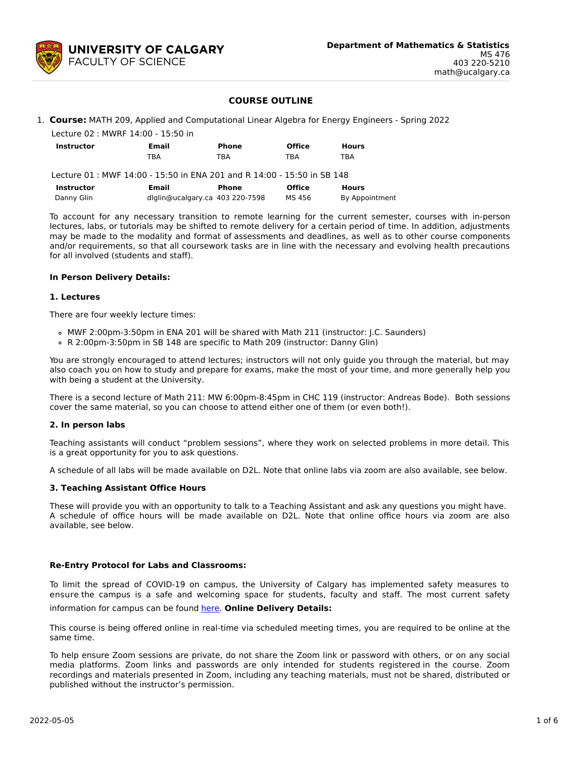**UNIVERSITY OF CALGARY**
FACULTY OF SCIENCE

**Department of Mathematics & Statistics**
MS 476
403 220-5210
math@ucalgary.ca

# COURSE OUTLINE

1. **Course:** MATH 209, Applied and Computational Linear Algebra for Energy Engineers - Spring 2022

Lecture 02 : MWRF 14:00 - 15:50 in

| Instructor | Email | Phone | Office | Hours |
|---|---|---|---|---|
| | TBA | TBA | TBA | TBA |

Lecture 01 : MWF 14:00 - 15:50 in ENA 201 and R 14:00 - 15:50 in SB 148

| Instructor | Email | Phone | Office | Hours |
|---|---|---|---|---|
| Danny Glin | dlglin@ucalgary.ca | 403 220-7598 | MS 456 | By Appointment |

To account for any necessary transition to remote learning for the current semester, courses with in-person lectures, labs, or tutorials may be shifted to remote delivery for a certain period of time. In addition, adjustments may be made to the modality and format of assessments and deadlines, as well as to other course components and/or requirements, so that all coursework tasks are in line with the necessary and evolving health precautions for all involved (students and staff).

**In Person Delivery Details:**

**1. Lectures**

There are four weekly lecture times:

- MWF 2:00pm-3:50pm in ENA 201 will be shared with Math 211 (instructor: J.C. Saunders)
- R 2:00pm-3:50pm in SB 148 are specific to Math 209 (instructor: Danny Glin)

You are strongly encouraged to attend lectures; instructors will not only guide you through the material, but may also coach you on how to study and prepare for exams, make the most of your time, and more generally help you with being a student at the University.

There is a second lecture of Math 211: MW 6:00pm-8:45pm in CHC 119 (instructor: Andreas Bode). Both sessions cover the same material, so you can choose to attend either one of them (or even both!).

**2. In person labs**

Teaching assistants will conduct "problem sessions", where they work on selected problems in more detail. This is a great opportunity for you to ask questions.

A schedule of all labs will be made available on D2L. Note that online labs via zoom are also available, see below.

**3. Teaching Assistant Office Hours**

These will provide you with an opportunity to talk to a Teaching Assistant and ask any questions you might have. A schedule of office hours will be made available on D2L. Note that online office hours via zoom are also available, see below.

**Re-Entry Protocol for Labs and Classrooms:**

To limit the spread of COVID-19 on campus, the University of Calgary has implemented safety measures to ensure the campus is a safe and welcoming space for students, faculty and staff. The most current safety information for campus can be found here. **Online Delivery Details:**

This course is being offered online in real-time via scheduled meeting times, you are required to be online at the same time.

To help ensure Zoom sessions are private, do not share the Zoom link or password with others, or on any social media platforms. Zoom links and passwords are only intended for students registered in the course. Zoom recordings and materials presented in Zoom, including any teaching materials, must not be shared, distributed or published without the instructor's permission.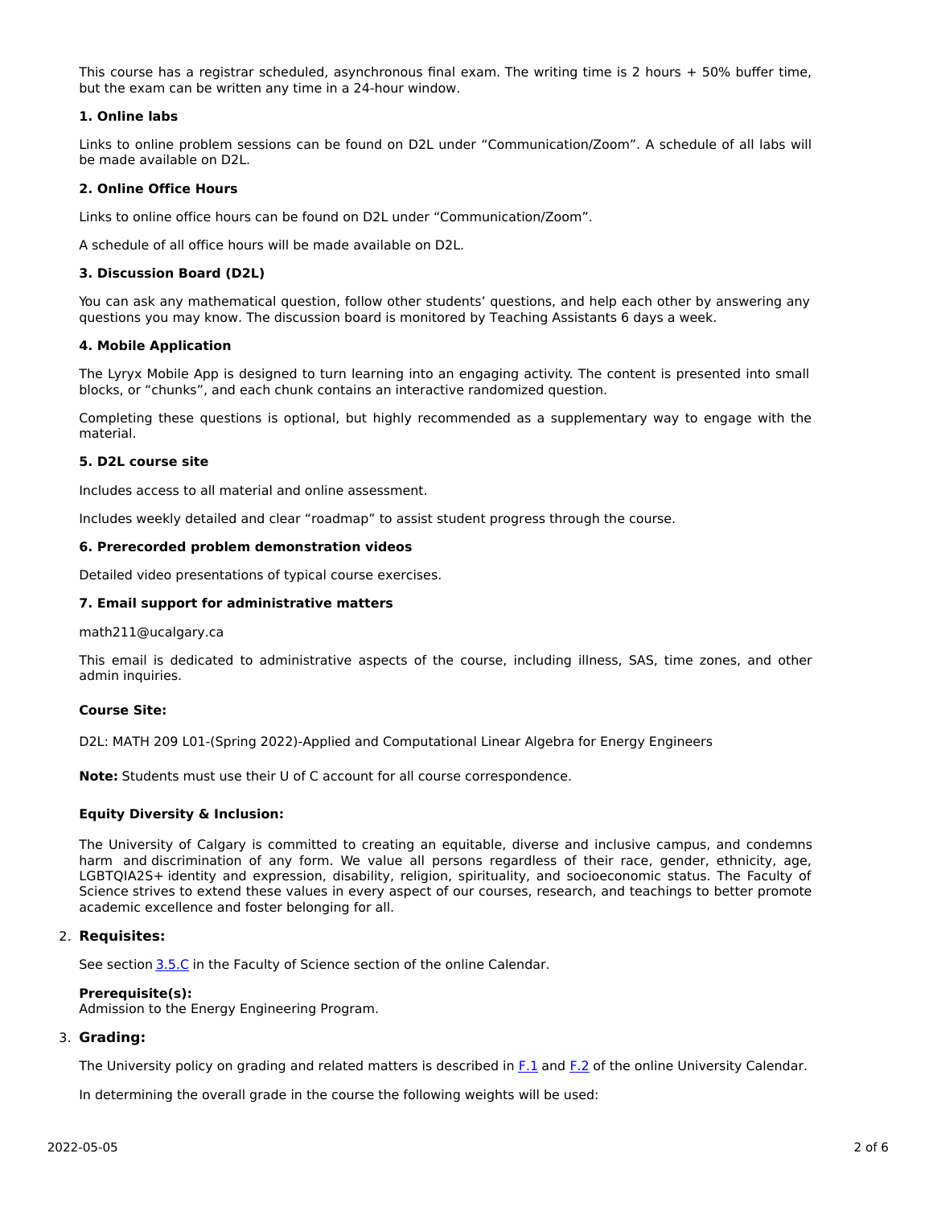This course has a registrar scheduled, asynchronous final exam. The writing time is 2 hours + 50% buffer time, but the exam can be written any time in a 24-hour window.

**1. Online labs**

Links to online problem sessions can be found on D2L under "Communication/Zoom". A schedule of all labs will be made available on D2L.

**2. Online Office Hours**

Links to online office hours can be found on D2L under "Communication/Zoom".

A schedule of all office hours will be made available on D2L.

**3. Discussion Board (D2L)**

You can ask any mathematical question, follow other students' questions, and help each other by answering any questions you may know. The discussion board is monitored by Teaching Assistants 6 days a week.

**4. Mobile Application**

The Lyryx Mobile App is designed to turn learning into an engaging activity. The content is presented into small blocks, or "chunks", and each chunk contains an interactive randomized question.

Completing these questions is optional, but highly recommended as a supplementary way to engage with the material.

**5. D2L course site**

Includes access to all material and online assessment.

Includes weekly detailed and clear "roadmap" to assist student progress through the course.

**6. Prerecorded problem demonstration videos**

Detailed video presentations of typical course exercises.

**7. Email support for administrative matters**

math211@ucalgary.ca

This email is dedicated to administrative aspects of the course, including illness, SAS, time zones, and other admin inquiries.

**Course Site:**

D2L: MATH 209 L01-(Spring 2022)-Applied and Computational Linear Algebra for Energy Engineers

**Note:** Students must use their U of C account for all course correspondence.

**Equity Diversity & Inclusion:**

The University of Calgary is committed to creating an equitable, diverse and inclusive campus, and condemns harm and discrimination of any form. We value all persons regardless of their race, gender, ethnicity, age, LGBTQIA2S+ identity and expression, disability, religion, spirituality, and socioeconomic status. The Faculty of Science strives to extend these values in every aspect of our courses, research, and teachings to better promote academic excellence and foster belonging for all.

## 2. Requisites:

See section 3.5.C in the Faculty of Science section of the online Calendar.

**Prerequisite(s):**
Admission to the Energy Engineering Program.

## 3. Grading:

The University policy on grading and related matters is described in F.1 and F.2 of the online University Calendar.

In determining the overall grade in the course the following weights will be used: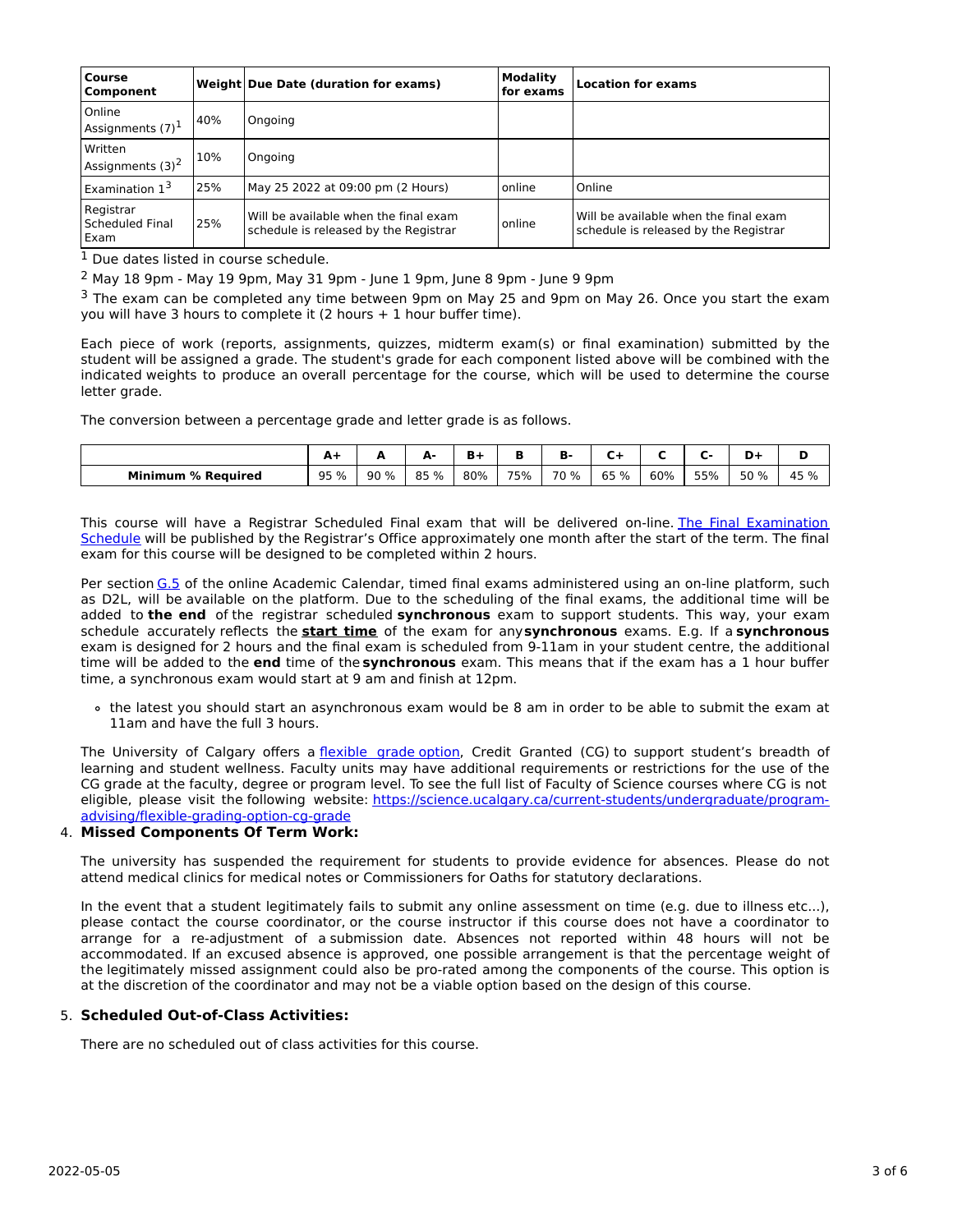| Course Component | Weight | Due Date (duration for exams) | Modality for exams | Location for exams |
|---|---|---|---|---|
| Online Assignments (7)[1] | 40% | Ongoing | | |
| Written Assignments (3)[2] | 10% | Ongoing | | |
| Examination 1[3] | 25% | May 25 2022 at 09:00 pm (2 Hours) | online | Online |
| Registrar Scheduled Final Exam | 25% | Will be available when the final exam schedule is released by the Registrar | online | Will be available when the final exam schedule is released by the Registrar |

[1] Due dates listed in course schedule.

[2] May 18 9pm - May 19 9pm, May 31 9pm - June 1 9pm, June 8 9pm - June 9 9pm

[3] The exam can be completed any time between 9pm on May 25 and 9pm on May 26. Once you start the exam you will have 3 hours to complete it (2 hours + 1 hour buffer time).

Each piece of work (reports, assignments, quizzes, midterm exam(s) or final examination) submitted by the student will be assigned a grade. The student's grade for each component listed above will be combined with the indicated weights to produce an overall percentage for the course, which will be used to determine the course letter grade.

The conversion between a percentage grade and letter grade is as follows.

| | A+ | A | A- | B+ | B | B- | C+ | C | C- | D+ | D |
|---|---|---|---|---|---|---|---|---|---|---|---|
| **Minimum % Required** | 95 % | 90 % | 85 % | 80% | 75% | 70 % | 65 % | 60% | 55% | 50 % | 45 % |

This course will have a Registrar Scheduled Final exam that will be delivered on-line. The Final Examination Schedule will be published by the Registrar's Office approximately one month after the start of the term. The final exam for this course will be designed to be completed within 2 hours.

Per section G.5 of the online Academic Calendar, timed final exams administered using an on-line platform, such as D2L, will be available on the platform. Due to the scheduling of the final exams, the additional time will be added to **the end** of the registrar scheduled **synchronous** exam to support students. This way, your exam schedule accurately reflects the **start time** of the exam for any **synchronous** exams. E.g. If a **synchronous** exam is designed for 2 hours and the final exam is scheduled from 9-11am in your student centre, the additional time will be added to the **end** time of the **synchronous** exam. This means that if the exam has a 1 hour buffer time, a synchronous exam would start at 9 am and finish at 12pm.

- the latest you should start an asynchronous exam would be 8 am in order to be able to submit the exam at 11am and have the full 3 hours.

The University of Calgary offers a flexible grade option, Credit Granted (CG) to support student's breadth of learning and student wellness. Faculty units may have additional requirements or restrictions for the use of the CG grade at the faculty, degree or program level. To see the full list of Faculty of Science courses where CG is not eligible, please visit the following website: https://science.ucalgary.ca/current-students/undergraduate/program-advising/flexible-grading-option-cg-grade

4. **Missed Components Of Term Work:**

The university has suspended the requirement for students to provide evidence for absences. Please do not attend medical clinics for medical notes or Commissioners for Oaths for statutory declarations.

In the event that a student legitimately fails to submit any online assessment on time (e.g. due to illness etc...), please contact the course coordinator, or the course instructor if this course does not have a coordinator to arrange for a re-adjustment of a submission date. Absences not reported within 48 hours will not be accommodated. If an excused absence is approved, one possible arrangement is that the percentage weight of the legitimately missed assignment could also be pro-rated among the components of the course. This option is at the discretion of the coordinator and may not be a viable option based on the design of this course.

5. **Scheduled Out-of-Class Activities:**

There are no scheduled out of class activities for this course.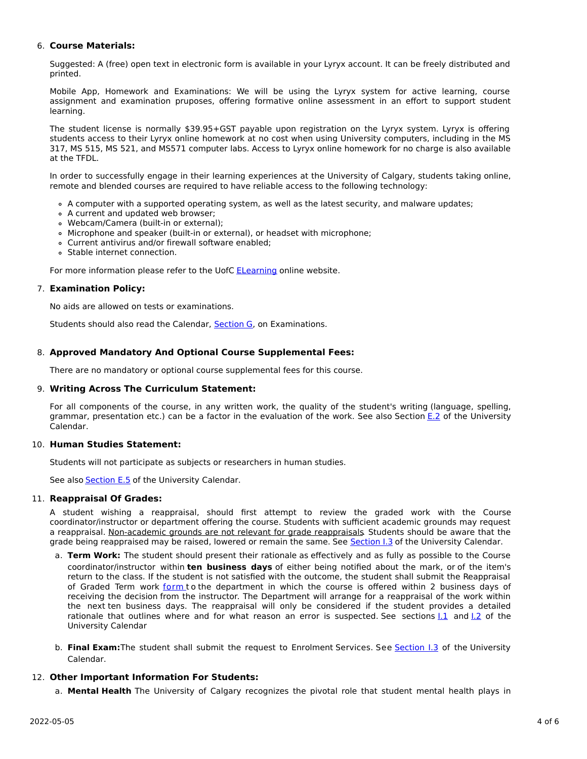6. **Course Materials:**

   Suggested: A (free) open text in electronic form is available in your Lyryx account. It can be freely distributed and printed.

   Mobile App, Homework and Examinations: We will be using the Lyryx system for active learning, course assignment and examination pruposes, offering formative online assessment in an effort to support student learning.

   The student license is normally $39.95+GST payable upon registration on the Lyryx system. Lyryx is offering students access to their Lyryx online homework at no cost when using University computers, including in the MS 317, MS 515, MS 521, and MS571 computer labs. Access to Lyryx online homework for no charge is also available at the TFDL.

   In order to successfully engage in their learning experiences at the University of Calgary, students taking online, remote and blended courses are required to have reliable access to the following technology:

   - A computer with a supported operating system, as well as the latest security, and malware updates;
   - A current and updated web browser;
   - Webcam/Camera (built-in or external);
   - Microphone and speaker (built-in or external), or headset with microphone;
   - Current antivirus and/or firewall software enabled;
   - Stable internet connection.

   For more information please refer to the UofC ELearning online website.

7. **Examination Policy:**

   No aids are allowed on tests or examinations.

   Students should also read the Calendar, Section G, on Examinations.

8. **Approved Mandatory And Optional Course Supplemental Fees:**

   There are no mandatory or optional course supplemental fees for this course.

9. **Writing Across The Curriculum Statement:**

   For all components of the course, in any written work, the quality of the student's writing (language, spelling, grammar, presentation etc.) can be a factor in the evaluation of the work. See also Section E.2 of the University Calendar.

10. **Human Studies Statement:**

    Students will not participate as subjects or researchers in human studies.

    See also Section E.5 of the University Calendar.

11. **Reappraisal Of Grades:**

    A student wishing a reappraisal, should first attempt to review the graded work with the Course coordinator/instructor or department offering the course. Students with sufficient academic grounds may request a reappraisal. Non-academic grounds are not relevant for grade reappraisals. Students should be aware that the grade being reappraised may be raised, lowered or remain the same. See Section I.3 of the University Calendar.

    a. **Term Work:** The student should present their rationale as effectively and as fully as possible to the Course coordinator/instructor within **ten business days** of either being notified about the mark, or of the item's return to the class. If the student is not satisfied with the outcome, the student shall submit the Reappraisal of Graded Term work form to the department in which the course is offered within 2 business days of receiving the decision from the instructor. The Department will arrange for a reappraisal of the work within the next ten business days. The reappraisal will only be considered if the student provides a detailed rationale that outlines where and for what reason an error is suspected. See sections I.1 and I.2 of the University Calendar

    b. **Final Exam:** The student shall submit the request to Enrolment Services. See Section I.3 of the University Calendar.

12. **Other Important Information For Students:**

    a. **Mental Health** The University of Calgary recognizes the pivotal role that student mental health plays in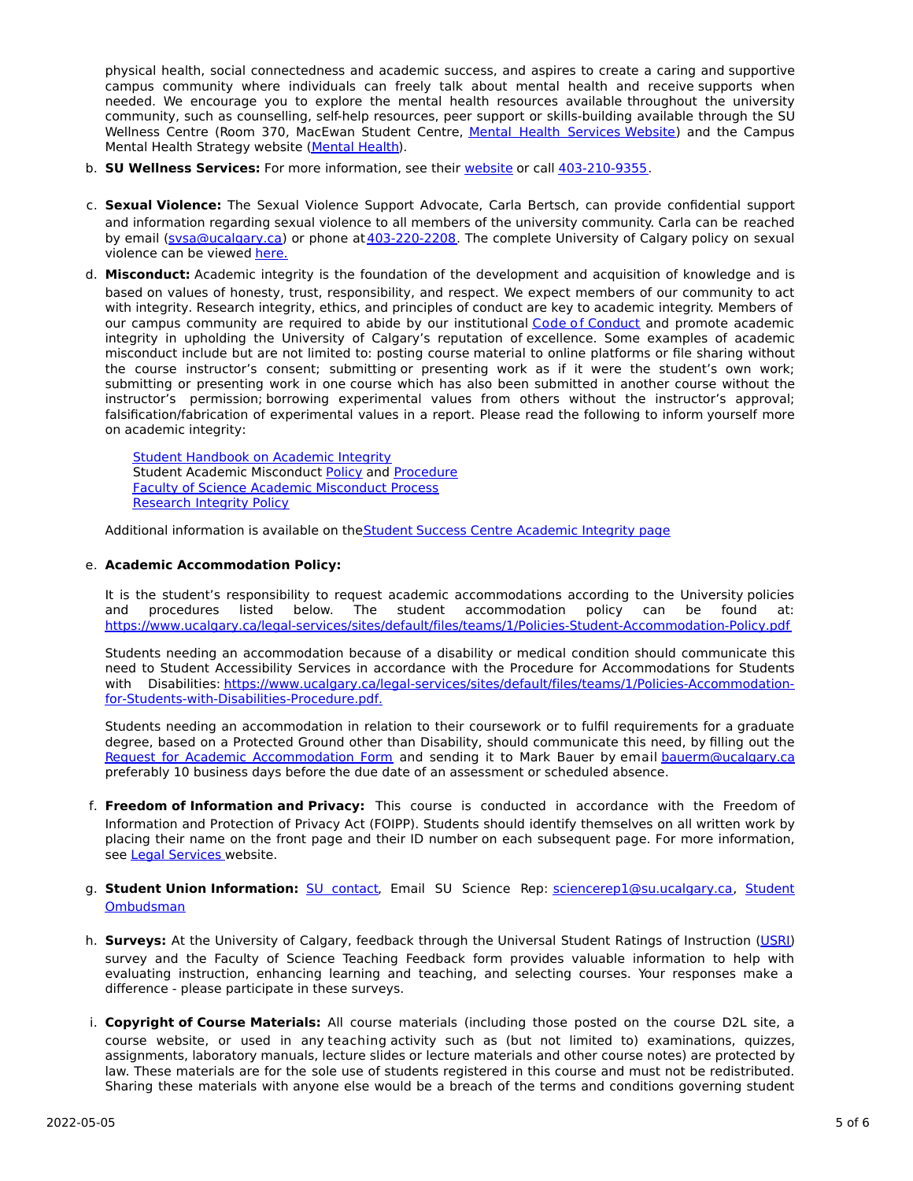physical health, social connectedness and academic success, and aspires to create a caring and supportive campus community where individuals can freely talk about mental health and receive supports when needed. We encourage you to explore the mental health resources available throughout the university community, such as counselling, self-help resources, peer support or skills-building available through the SU Wellness Centre (Room 370, MacEwan Student Centre, Mental Health Services Website) and the Campus Mental Health Strategy website (Mental Health).

b. **SU Wellness Services:** For more information, see their website or call 403-210-9355.

c. **Sexual Violence:** The Sexual Violence Support Advocate, Carla Bertsch, can provide confidential support and information regarding sexual violence to all members of the university community. Carla can be reached by email (svsa@ucalgary.ca) or phone at 403-220-2208. The complete University of Calgary policy on sexual violence can be viewed here.

d. **Misconduct:** Academic integrity is the foundation of the development and acquisition of knowledge and is based on values of honesty, trust, responsibility, and respect. We expect members of our community to act with integrity. Research integrity, ethics, and principles of conduct are key to academic integrity. Members of our campus community are required to abide by our institutional Code of Conduct and promote academic integrity in upholding the University of Calgary's reputation of excellence. Some examples of academic misconduct include but are not limited to: posting course material to online platforms or file sharing without the course instructor's consent; submitting or presenting work as if it were the student's own work; submitting or presenting work in one course which has also been submitted in another course without the instructor's permission; borrowing experimental values from others without the instructor's approval; falsification/fabrication of experimental values in a report. Please read the following to inform yourself more on academic integrity:

   Student Handbook on Academic Integrity
   Student Academic Misconduct Policy and Procedure
   Faculty of Science Academic Misconduct Process
   Research Integrity Policy

   Additional information is available on the Student Success Centre Academic Integrity page

e. **Academic Accommodation Policy:**

   It is the student's responsibility to request academic accommodations according to the University policies and procedures listed below. The student accommodation policy can be found at: https://www.ucalgary.ca/legal-services/sites/default/files/teams/1/Policies-Student-Accommodation-Policy.pdf

   Students needing an accommodation because of a disability or medical condition should communicate this need to Student Accessibility Services in accordance with the Procedure for Accommodations for Students with Disabilities: https://www.ucalgary.ca/legal-services/sites/default/files/teams/1/Policies-Accommodation-for-Students-with-Disabilities-Procedure.pdf.

   Students needing an accommodation in relation to their coursework or to fulfil requirements for a graduate degree, based on a Protected Ground other than Disability, should communicate this need, by filling out the Request for Academic Accommodation Form and sending it to Mark Bauer by email bauerm@ucalgary.ca preferably 10 business days before the due date of an assessment or scheduled absence.

f. **Freedom of Information and Privacy:** This course is conducted in accordance with the Freedom of Information and Protection of Privacy Act (FOIPP). Students should identify themselves on all written work by placing their name on the front page and their ID number on each subsequent page. For more information, see Legal Services website.

g. **Student Union Information:** SU contact, Email SU Science Rep: sciencerep1@su.ucalgary.ca, Student Ombudsman

h. **Surveys:** At the University of Calgary, feedback through the Universal Student Ratings of Instruction (USRI) survey and the Faculty of Science Teaching Feedback form provides valuable information to help with evaluating instruction, enhancing learning and teaching, and selecting courses. Your responses make a difference - please participate in these surveys.

i. **Copyright of Course Materials:** All course materials (including those posted on the course D2L site, a course website, or used in any teaching activity such as (but not limited to) examinations, quizzes, assignments, laboratory manuals, lecture slides or lecture materials and other course notes) are protected by law. These materials are for the sole use of students registered in this course and must not be redistributed. Sharing these materials with anyone else would be a breach of the terms and conditions governing student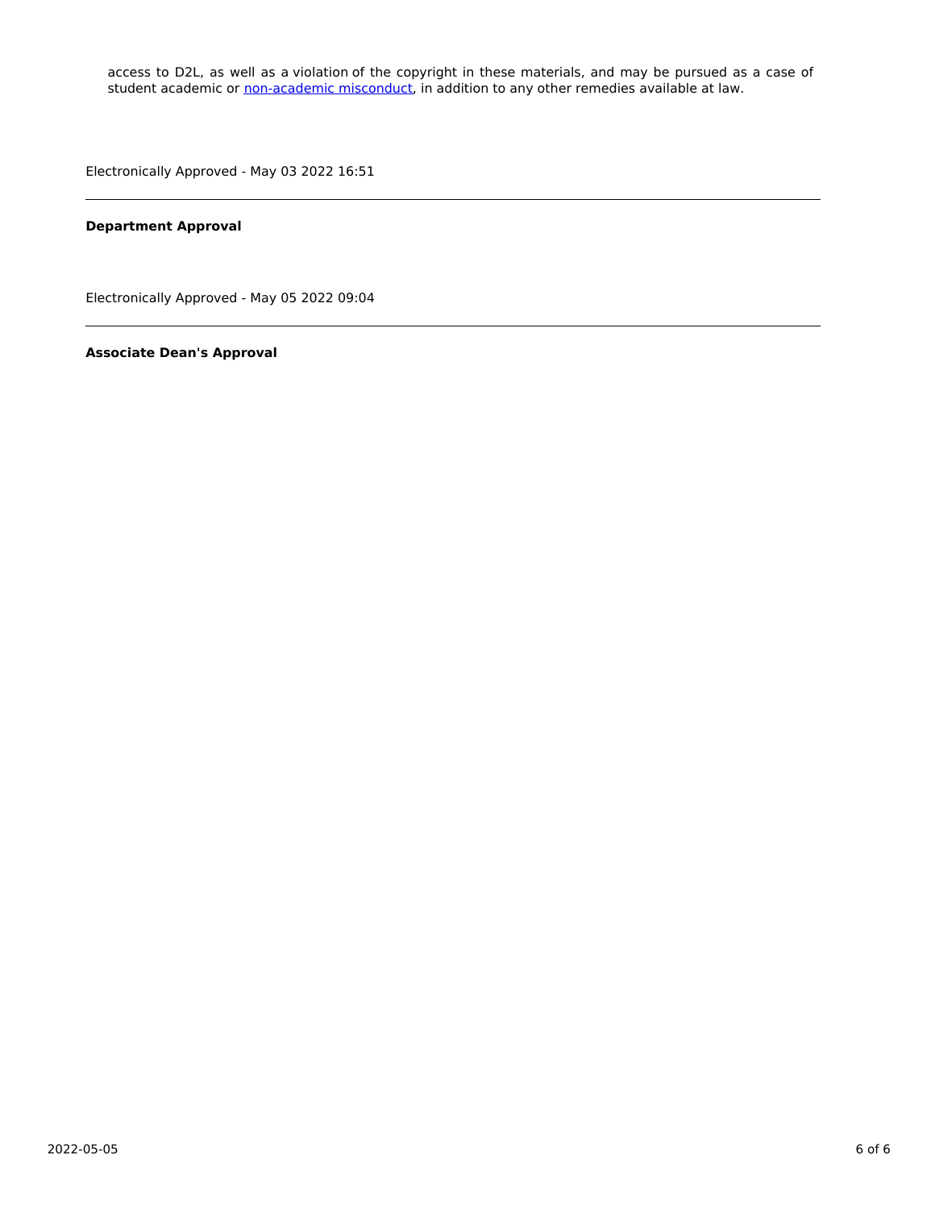access to D2L, as well as a violation of the copyright in these materials, and may be pursued as a case of student academic or [non-academic misconduct](), in addition to any other remedies available at law.

Electronically Approved - May 03 2022 16:51

---

**Department Approval**

Electronically Approved - May 05 2022 09:04

---

**Associate Dean's Approval**